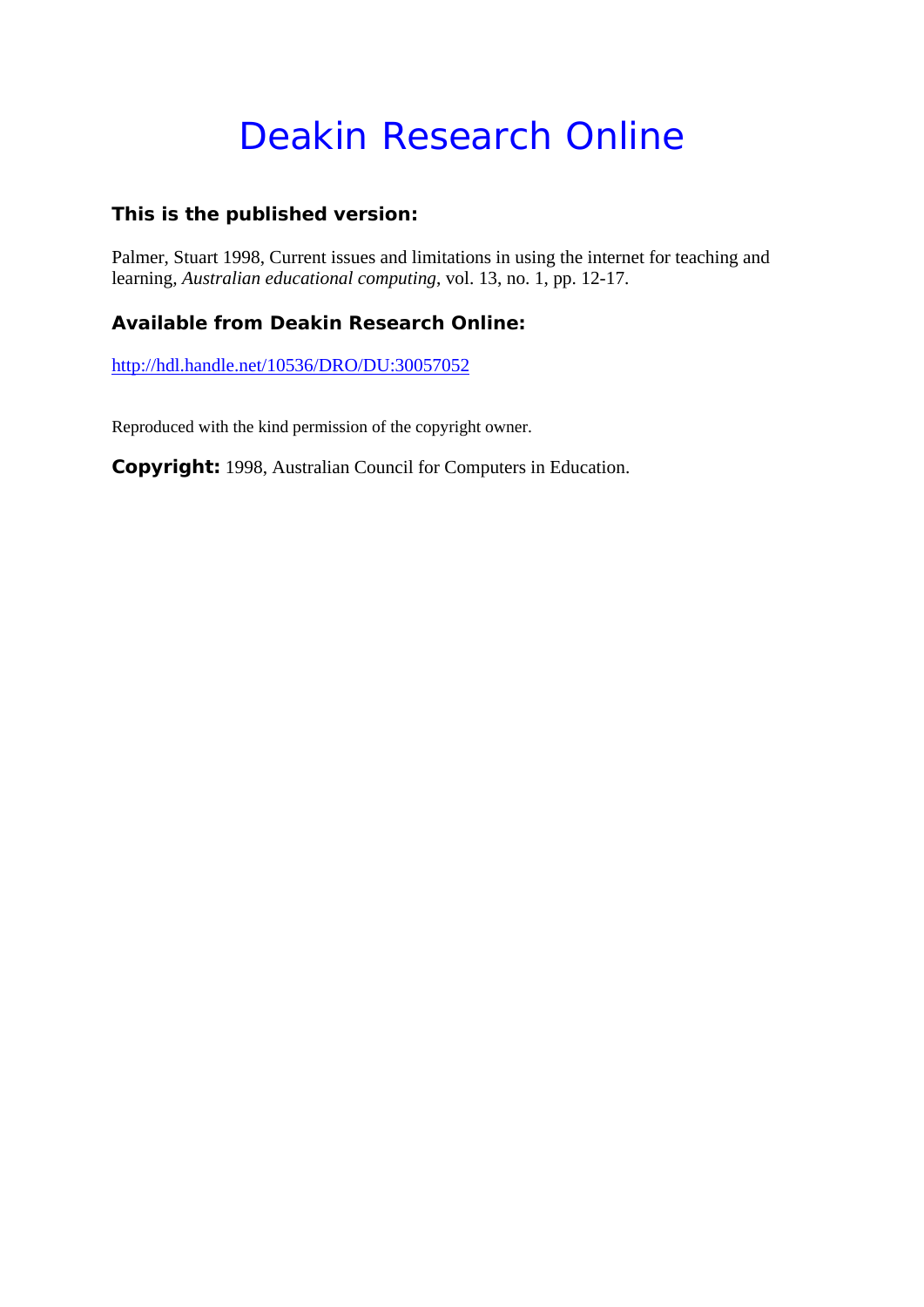# Deakin Research Online

### This is the published version:

Palmer, Stuart 1998, Current issues and limitations in using the internet for teaching and learning, *Australian educational computing*, vol. 13, no. 1, pp. 12-17.

### Available from Deakin Research Online:

http://hdl.handle.net/10536/DRO/DU:30057052

Reproduced with the kind permission of the copyright owner.

**Copyright:** 1998, Australian Council for Computers in Education.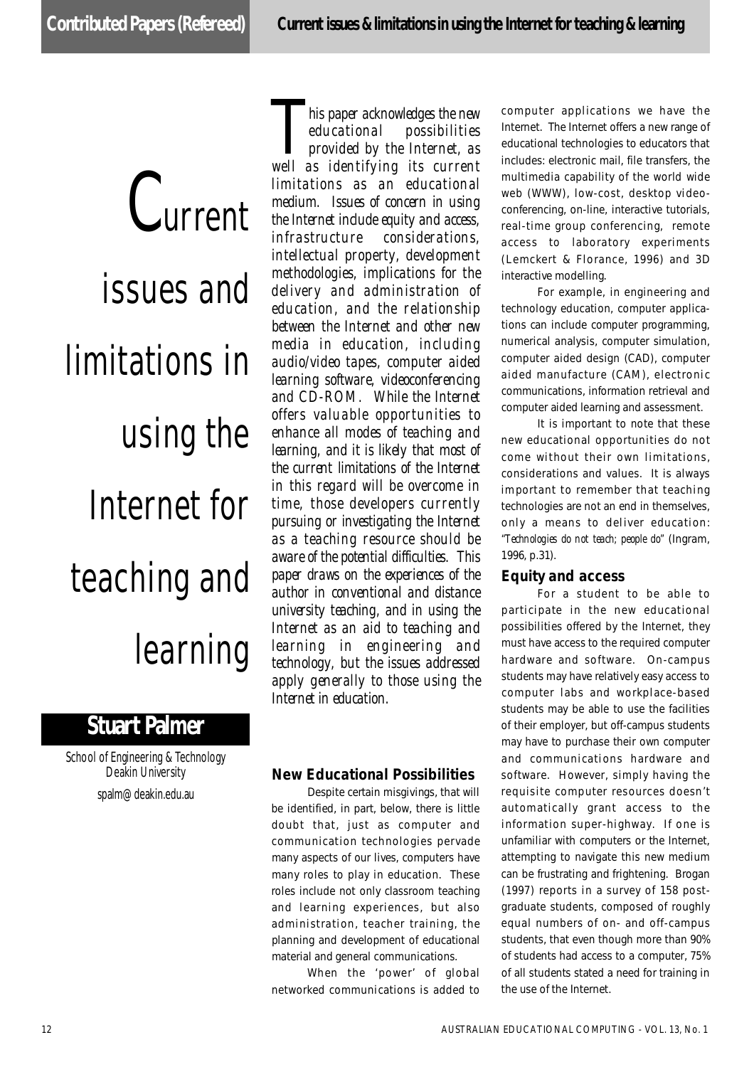# Current issues and limitations in using the Internet for teaching and learning

**Stuart Palmer**

School of Engineering & Technology
Deakin University
spalm@deakin.edu.au

*This paper acknowledges the new educational possibilities provided by the Internet, as well as identifying its current limitations as an educational medium. Issues of concern in using the Internet include equity and access, infrastructure considerations, intellectual property, development methodologies, implications for the delivery and administration of education, and the relationship between the Internet and other new media in education, including audio/video tapes, computer aided learning software, videoconferencing and CD-ROM. While the Internet offers valuable opportunities to enhance all modes of teaching and learning, and it is likely that most of the current limitations of the Internet in this regard will be overcome in time, those developers currently pursuing or investigating the Internet as a teaching resource should be aware of the potential difficulties. This paper draws on the experiences of the author in conventional and distance university teaching, and in using the Internet as an aid to teaching and learning in engineering and technology, but the issues addressed apply generally to those using the Internet in education.*

## New Educational Possibilities

Despite certain misgivings, that will be identified, in part, below, there is little doubt that, just as computer and communication technologies pervade many aspects of our lives, computers have many roles to play in education. These roles include not only classroom teaching and learning experiences, but also administration, teacher training, the planning and development of educational material and general communications.

When the 'power' of global networked communications is added to computer applications we have the Internet. The Internet offers a new range of educational technologies to educators that includes: electronic mail, file transfers, the multimedia capability of the world wide web (WWW), low-cost, desktop videoconferencing, on-line, interactive tutorials, real-time group conferencing, remote access to laboratory experiments (Lemckert & Florance, 1996) and 3D interactive modelling.

For example, in engineering and technology education, computer applications can include computer programming, numerical analysis, computer simulation, computer aided design (CAD), computer aided manufacture (CAM), electronic communications, information retrieval and computer aided learning and assessment.

It is important to note that these new educational opportunities do not come without their own limitations, considerations and values. It is always important to remember that teaching technologies are not an end in themselves, only a means to deliver education: *"Technologies do not teach; people do"* (Ingram, 1996, p.31).

## Equity and access

For a student to be able to participate in the new educational possibilities offered by the Internet, they must have access to the required computer hardware and software. On-campus students may have relatively easy access to computer labs and workplace-based students may be able to use the facilities of their employer, but off-campus students may have to purchase their own computer and communications hardware and software. However, simply having the requisite computer resources doesn't automatically grant access to the information super-highway. If one is unfamiliar with computers or the Internet, attempting to navigate this new medium can be frustrating and frightening. Brogan (1997) reports in a survey of 158 post-graduate students, composed of roughly equal numbers of on- and off-campus students, that even though more than 90% of students had access to a computer, 75% of all students stated a need for training in the use of the Internet.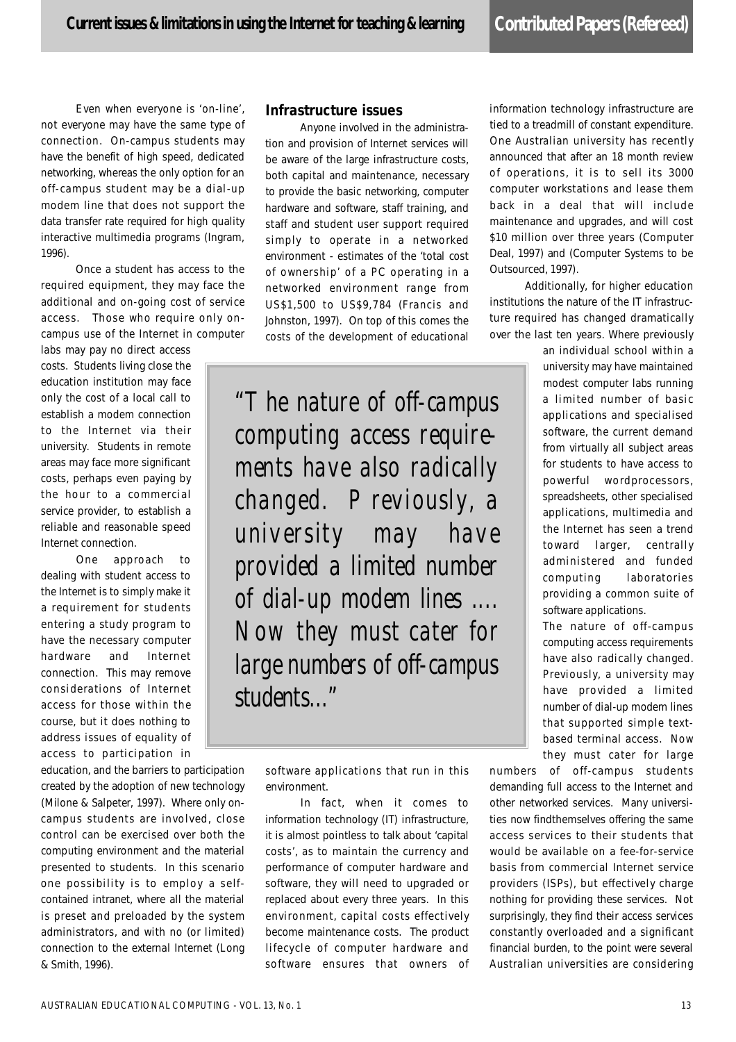Even when everyone is 'on-line', not everyone may have the same type of connection. On-campus students may have the benefit of high speed, dedicated networking, whereas the only option for an off-campus student may be a dial-up modem line that does not support the data transfer rate required for high quality interactive multimedia programs (Ingram, 1996).

Once a student has access to the required equipment, they may face the additional and on-going cost of service access. Those who require only on-campus use of the Internet in computer labs may pay no direct access costs. Students living close the education institution may face only the cost of a local call to establish a modem connection to the Internet via their university. Students in remote areas may face more significant costs, perhaps even paying by the hour to a commercial service provider, to establish a reliable and reasonable speed Internet connection.

One approach to dealing with student access to the Internet is to simply make it a requirement for students entering a study program to have the necessary computer hardware and Internet connection. This may remove considerations of Internet access for those within the course, but it does nothing to address issues of equality of access to participation in education, and the barriers to participation created by the adoption of new technology (Milone & Salpeter, 1997). Where only on-campus students are involved, close control can be exercised over both the computing environment and the material presented to students. In this scenario one possibility is to employ a self-contained intranet, where all the material is preset and preloaded by the system administrators, and with no (or limited) connection to the external Internet (Long & Smith, 1996).

## Infrastructure issues

Anyone involved in the administration and provision of Internet services will be aware of the large infrastructure costs, both capital and maintenance, necessary to provide the basic networking, computer hardware and software, staff training, and staff and student user support required simply to operate in a networked environment - estimates of the 'total cost of ownership' of a PC operating in a networked environment range from US$1,500 to US$9,784 (Francis and Johnston, 1997). On top of this comes the costs of the development of educational software applications that run in this environment.

In fact, when it comes to information technology (IT) infrastructure, it is almost pointless to talk about 'capital costs', as to maintain the currency and performance of computer hardware and software, they will need to upgraded or replaced about every three years. In this environment, capital costs effectively become maintenance costs. The product lifecycle of computer hardware and software ensures that owners of information technology infrastructure are tied to a treadmill of constant expenditure. One Australian university has recently announced that after an 18 month review of operations, it is to sell its 3000 computer workstations and lease them back in a deal that will include maintenance and upgrades, and will cost $10 million over three years (Computer Deal, 1997) and (Computer Systems to be Outsourced, 1997).

Additionally, for higher education institutions the nature of the IT infrastructure required has changed dramatically over the last ten years. Where previously an individual school within a university may have maintained modest computer labs running a limited number of basic applications and specialised software, the current demand from virtually all subject areas for students to have access to powerful wordprocessors, spreadsheets, other specialised applications, multimedia and the Internet has seen a trend toward larger, centrally administered and funded computing laboratories providing a common suite of software applications.

> *"The nature of off-campus computing access requirements have also radically changed. Previously, a university may have provided a limited number of dial-up modem lines .... Now they must cater for large numbers of off-campus students..."*

The nature of off-campus computing access requirements have also radically changed. Previously, a university may have provided a limited number of dial-up modem lines that supported simple text-based terminal access. Now they must cater for large numbers of off-campus students demanding full access to the Internet and other networked services. Many universities now findthemselves offering the same access services to their students that would be available on a fee-for-service basis from commercial Internet service providers (ISPs), but effectively charge nothing for providing these services. Not surprisingly, they find their access services constantly overloaded and a significant financial burden, to the point were several Australian universities are considering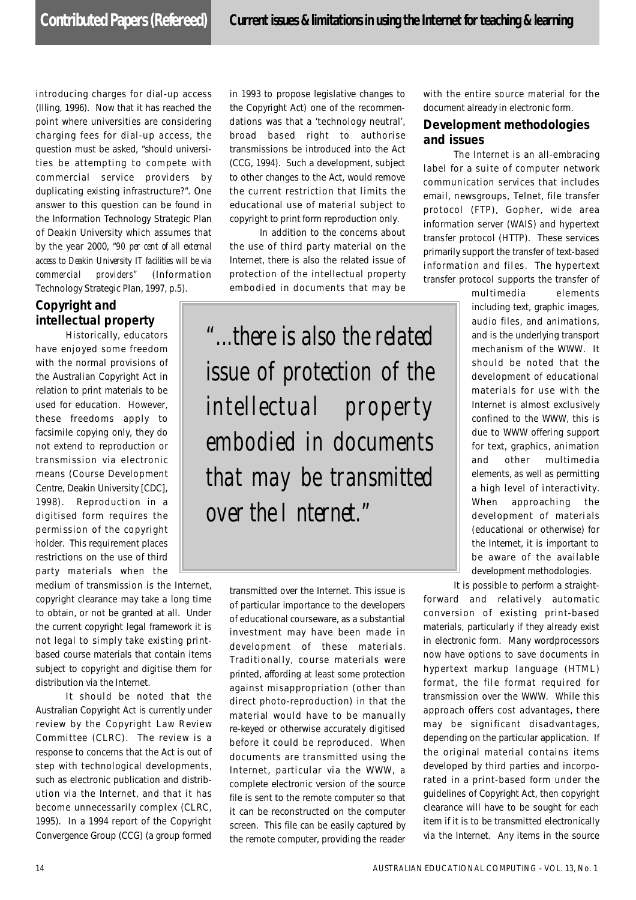introducing charges for dial-up access (Illing, 1996). Now that it has reached the point where universities are considering charging fees for dial-up access, the question must be asked, "should universities be attempting to compete with commercial service providers by duplicating existing infrastructure?". One answer to this question can be found in the Information Technology Strategic Plan of Deakin University which assumes that by the year 2000, *"90 per cent of all external access to Deakin University IT facilities will be via commercial providers"* (Information Technology Strategic Plan, 1997, p.5).

## Copyright and intellectual property

Historically, educators have enjoyed some freedom with the normal provisions of the Australian Copyright Act in relation to print materials to be used for education. However, these freedoms apply to facsimile copying only, they do not extend to reproduction or transmission via electronic means (Course Development Centre, Deakin University [CDC], 1998). Reproduction in a digitised form requires the permission of the copyright holder. This requirement places restrictions on the use of third party materials when the medium of transmission is the Internet, copyright clearance may take a long time to obtain, or not be granted at all. Under the current copyright legal framework it is not legal to simply take existing print-based course materials that contain items subject to copyright and digitise them for distribution via the Internet.

It should be noted that the Australian Copyright Act is currently under review by the Copyright Law Review Committee (CLRC). The review is a response to concerns that the Act is out of step with technological developments, such as electronic publication and distribution via the Internet, and that it has become unnecessarily complex (CLRC, 1995). In a 1994 report of the Copyright Convergence Group (CCG) (a group formed in 1993 to propose legislative changes to the Copyright Act) one of the recommendations was that a 'technology neutral', broad based right to authorise transmissions be introduced into the Act (CCG, 1994). Such a development, subject to other changes to the Act, would remove the current restriction that limits the educational use of material subject to copyright to print form reproduction only.

In addition to the concerns about the use of third party material on the Internet, there is also the related issue of protection of the intellectual property embodied in documents that may be transmitted over the Internet. This issue is of particular importance to the developers of educational courseware, as a substantial investment may have been made in development of these materials. Traditionally, course materials were printed, affording at least some protection against misappropriation (other than direct photo-reproduction) in that the material would have to be manually re-keyed or otherwise accurately digitised before it could be reproduced. When documents are transmitted using the Internet, particular via the WWW, a complete electronic version of the source file is sent to the remote computer so that it can be reconstructed on the computer screen. This file can be easily captured by the remote computer, providing the reader with the entire source material for the document already in electronic form.

> *"...there is also the related issue of protection of the intellectual property embodied in documents that may be transmitted over the Internet."*

## Development methodologies and issues

The Internet is an all-embracing label for a suite of computer network communication services that includes email, newsgroups, Telnet, file transfer protocol (FTP), Gopher, wide area information server (WAIS) and hypertext transfer protocol (HTTP). These services primarily support the transfer of text-based information and files. The hypertext transfer protocol supports the transfer of multimedia elements including text, graphic images, audio files, and animations, and is the underlying transport mechanism of the WWW. It should be noted that the development of educational materials for use with the Internet is almost exclusively confined to the WWW, this is due to WWW offering support for text, graphics, animation and other multimedia elements, as well as permitting a high level of interactivity. When approaching the development of materials (educational or otherwise) for the Internet, it is important to be aware of the available development methodologies.

It is possible to perform a straight-forward and relatively automatic conversion of existing print-based materials, particularly if they already exist in electronic form. Many wordprocessors now have options to save documents in hypertext markup language (HTML) format, the file format required for transmission over the WWW. While this approach offers cost advantages, there may be significant disadvantages, depending on the particular application. If the original material contains items developed by third parties and incorporated in a print-based form under the guidelines of Copyright Act, then copyright clearance will have to be sought for each item if it is to be transmitted electronically via the Internet. Any items in the source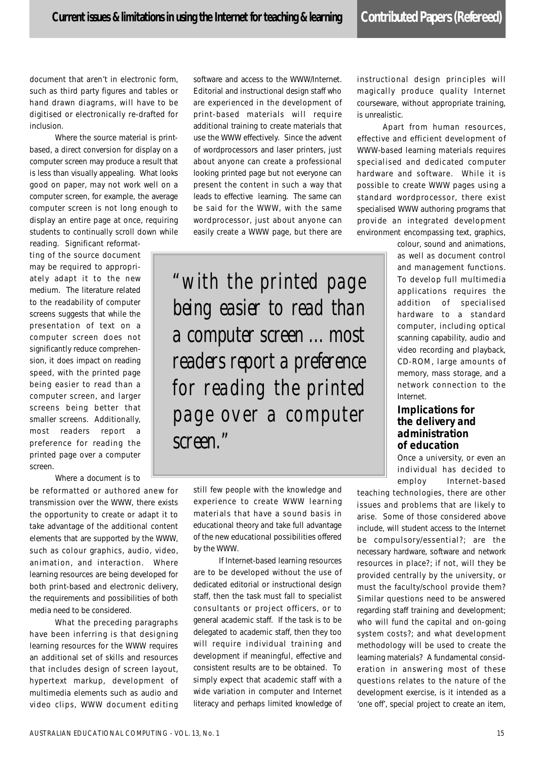document that aren't in electronic form, such as third party figures and tables or hand drawn diagrams, will have to be digitised or electronically re-drafted for inclusion.

Where the source material is print-based, a direct conversion for display on a computer screen may produce a result that is less than visually appealing. What looks good on paper, may not work well on a computer screen, for example, the average computer screen is not long enough to display an entire page at once, requiring students to continually scroll down while reading. Significant reformatting of the source document may be required to appropriately adapt it to the new medium. The literature related to the readability of computer screens suggests that while the presentation of text on a computer screen does not significantly reduce comprehension, it does impact on reading speed, with the printed page being easier to read than a computer screen, and larger screens being better that smaller screens. Additionally, most readers report a preference for reading the printed page over a computer screen.

Where a document is to be reformatted or authored anew for transmission over the WWW, there exists the opportunity to create or adapt it to take advantage of the additional content elements that are supported by the WWW, such as colour graphics, audio, video, animation, and interaction. Where learning resources are being developed for both print-based and electronic delivery, the requirements and possibilities of both media need to be considered.

What the preceding paragraphs have been inferring is that designing learning resources for the WWW requires an additional set of skills and resources that includes design of screen layout, hypertext markup, development of multimedia elements such as audio and video clips, WWW document editing software and access to the WWW/Internet. Editorial and instructional design staff who are experienced in the development of print-based materials will require additional training to create materials that use the WWW effectively. Since the advent of wordprocessors and laser printers, just about anyone can create a professional looking printed page but not everyone can present the content in such a way that leads to effective learning. The same can be said for the WWW, with the same wordprocessor, just about anyone can easily create a WWW page, but there are still few people with the knowledge and experience to create WWW learning materials that have a sound basis in educational theory and take full advantage of the new educational possibilities offered by the WWW.

> *"with the printed page being easier to read than a computer screen ... most readers report a preference for reading the printed page over a computer screen."*

If Internet-based learning resources are to be developed without the use of dedicated editorial or instructional design staff, then the task must fall to specialist consultants or project officers, or to general academic staff. If the task is to be delegated to academic staff, then they too will require individual training and development if meaningful, effective and consistent results are to be obtained. To simply expect that academic staff with a wide variation in computer and Internet literacy and perhaps limited knowledge of instructional design principles will magically produce quality Internet courseware, without appropriate training, is unrealistic.

Apart from human resources, effective and efficient development of WWW-based learning materials requires specialised and dedicated computer hardware and software. While it is possible to create WWW pages using a standard wordprocessor, there exist specialised WWW authoring programs that provide an integrated development environment encompassing text, graphics, colour, sound and animations, as well as document control and management functions. To develop full multimedia applications requires the addition of specialised hardware to a standard computer, including optical scanning capability, audio and video recording and playback, CD-ROM, large amounts of memory, mass storage, and a network connection to the Internet.

### Implications for the delivery and administration of education

Once a university, or even an individual has decided to employ Internet-based teaching technologies, there are other issues and problems that are likely to arise. Some of those considered above include, will student access to the Internet be compulsory/essential?; are the necessary hardware, software and network resources in place?; if not, will they be provided centrally by the university, or must the faculty/school provide them? Similar questions need to be answered regarding staff training and development; who will fund the capital and on-going system costs?; and what development methodology will be used to create the learning materials? A fundamental consideration in answering most of these questions relates to the nature of the development exercise, is it intended as a 'one off', special project to create an item,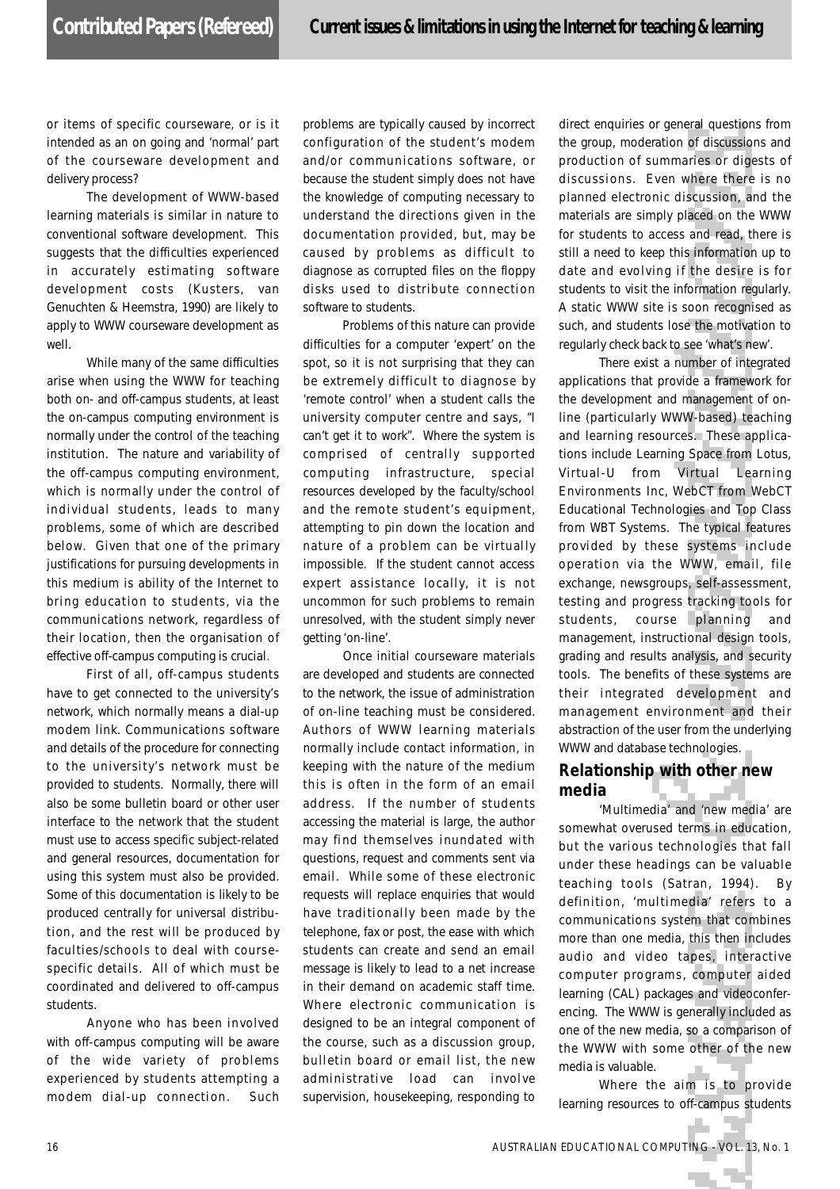or items of specific courseware, or is it intended as an on going and 'normal' part of the courseware development and delivery process?

The development of WWW-based learning materials is similar in nature to conventional software development. This suggests that the difficulties experienced in accurately estimating software development costs (Kusters, van Genuchten & Heemstra, 1990) are likely to apply to WWW courseware development as well.

While many of the same difficulties arise when using the WWW for teaching both on- and off-campus students, at least the on-campus computing environment is normally under the control of the teaching institution. The nature and variability of the off-campus computing environment, which is normally under the control of individual students, leads to many problems, some of which are described below. Given that one of the primary justifications for pursuing developments in this medium is ability of the Internet to bring education to students, via the communications network, regardless of their location, then the organisation of effective off-campus computing is crucial.

First of all, off-campus students have to get connected to the university's network, which normally means a dial-up modem link. Communications software and details of the procedure for connecting to the university's network must be provided to students. Normally, there will also be some bulletin board or other user interface to the network that the student must use to access specific subject-related and general resources, documentation for using this system must also be provided. Some of this documentation is likely to be produced centrally for universal distribution, and the rest will be produced by faculties/schools to deal with course-specific details. All of which must be coordinated and delivered to off-campus students.

Anyone who has been involved with off-campus computing will be aware of the wide variety of problems experienced by students attempting a modem dial-up connection. Such problems are typically caused by incorrect configuration of the student's modem and/or communications software, or because the student simply does not have the knowledge of computing necessary to understand the directions given in the documentation provided, but, may be caused by problems as difficult to diagnose as corrupted files on the floppy disks used to distribute connection software to students.

Problems of this nature can provide difficulties for a computer 'expert' on the spot, so it is not surprising that they can be extremely difficult to diagnose by 'remote control' when a student calls the university computer centre and says, "I can't get it to work". Where the system is comprised of centrally supported computing infrastructure, special resources developed by the faculty/school and the remote student's equipment, attempting to pin down the location and nature of a problem can be virtually impossible. If the student cannot access expert assistance locally, it is not uncommon for such problems to remain unresolved, with the student simply never getting 'on-line'.

Once initial courseware materials are developed and students are connected to the network, the issue of administration of on-line teaching must be considered. Authors of WWW learning materials normally include contact information, in keeping with the nature of the medium this is often in the form of an email address. If the number of students accessing the material is large, the author may find themselves inundated with questions, request and comments sent via email. While some of these electronic requests will replace enquiries that would have traditionally been made by the telephone, fax or post, the ease with which students can create and send an email message is likely to lead to a net increase in their demand on academic staff time. Where electronic communication is designed to be an integral component of the course, such as a discussion group, bulletin board or email list, the new administrative load can involve supervision, housekeeping, responding to direct enquiries or general questions from the group, moderation of discussions and production of summaries or digests of discussions. Even where there is no planned electronic discussion, and the materials are simply placed on the WWW for students to access and read, there is still a need to keep this information up to date and evolving if the desire is for students to visit the information regularly. A static WWW site is soon recognised as such, and students lose the motivation to regularly check back to see 'what's new'.

There exist a number of integrated applications that provide a framework for the development and management of on-line (particularly WWW-based) teaching and learning resources. These applications include Learning Space from Lotus, Virtual-U from Virtual Learning Environments Inc, WebCT from WebCT Educational Technologies and Top Class from WBT Systems. The typical features provided by these systems include operation via the WWW, email, file exchange, newsgroups, self-assessment, testing and progress tracking tools for students, course planning and management, instructional design tools, grading and results analysis, and security tools. The benefits of these systems are their integrated development and management environment and their abstraction of the user from the underlying WWW and database technologies.

## Relationship with other new media

'Multimedia' and 'new media' are somewhat overused terms in education, but the various technologies that fall under these headings can be valuable teaching tools (Satran, 1994). By definition, 'multimedia' refers to a communications system that combines more than one media, this then includes audio and video tapes, interactive computer programs, computer aided learning (CAL) packages and videoconferencing. The WWW is generally included as one of the new media, so a comparison of the WWW with some other of the new media is valuable.

Where the aim is to provide learning resources to off-campus students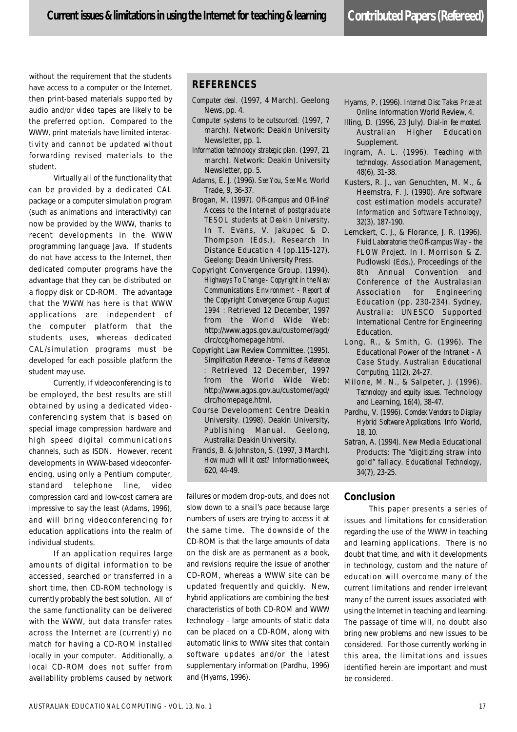without the requirement that the students have access to a computer or the Internet, then print-based materials supported by audio and/or video tapes are likely to be the preferred option. Compared to the WWW, print materials have limited interactivity and cannot be updated without forwarding revised materials to the student.

Virtually all of the functionality that can be provided by a dedicated CAL package or a computer simulation program (such as animations and interactivity) can now be provided by the WWW, thanks to recent developments in the WWW programming language Java. If students do not have access to the Internet, then dedicated computer programs have the advantage that they can be distributed on a floppy disk or CD-ROM. The advantage that the WWW has here is that WWW applications are independent of the computer platform that the students uses, whereas dedicated CAL/simulation programs must be developed for each possible platform the student may use.

Currently, if videoconferencing is to be employed, the best results are still obtained by using a dedicated videoconferencing system that is based on special image compression hardware and high speed digital communications channels, such as ISDN. However, recent developments in WWW-based videoconferencing, using only a Pentium computer, standard telephone line, video compression card and low-cost camera are impressive to say the least (Adams, 1996), and will bring videoconferencing for education applications into the realm of individual students.

If an application requires large amounts of digital information to be accessed, searched or transferred in a short time, then CD-ROM technology is currently probably the best solution. All of the same functionality can be delivered with the WWW, but data transfer rates across the Internet are (currently) no match for having a CD-ROM installed locally in your computer. Additionally, a local CD-ROM does not suffer from availability problems caused by network failures or modem drop-outs, and does not slow down to a snail's pace because large numbers of users are trying to access it at the same time. The downside of the CD-ROM is that the large amounts of data on the disk are as permanent as a book, and revisions require the issue of another CD-ROM, whereas a WWW site can be updated frequently and quickly. New, hybrid applications are combining the best characteristics of both CD-ROM and WWW technology - large amounts of static data can be placed on a CD-ROM, along with automatic links to WWW sites that contain software updates and/or the latest supplementary information (Pardhu, 1996) and (Hyams, 1996).

## Conclusion

This paper presents a series of issues and limitations for consideration regarding the use of the WWW in teaching and learning applications. There is no doubt that time, and with it developments in technology, custom and the nature of education will overcome many of the current limitations and render irrelevant many of the current issues associated with using the Internet in teaching and learning. The passage of time will, no doubt also bring new problems and new issues to be considered. For those currently working in this area, the limitations and issues identified herein are important and must be considered.

## REFERENCES

*Computer deal.* (1997, 4 March). Geelong News, pp. 4.

*Computer systems to be outsourced.* (1997, 7 march). Network: Deakin University Newsletter, pp. 1.

*Information technology strategic plan.* (1997, 21 march). Network: Deakin University Newsletter, pp. 5.

Adams, E. J. (1996). *See You, See Me.* World Trade, 9, 36-37.

Brogan, M. (1997). *Off-campus and Off-line? Access to the Internet of postgraduate TESOL students at Deakin University.* In T. Evans, V. Jakupec & D. Thompson (Eds.), Research In Distance Education 4 (pp.115-127). Geelong: Deakin University Press.

Copyright Convergence Group. (1994). *Highways To Change - Copyright in the New Communications Environment - Report of the Copyright Convergence Group August 1994* : Retrieved 12 December, 1997 from the World Wide Web: http://www.agps.gov.au/customer/agd/clrc/ccg/homepage.html.

Copyright Law Review Committee. (1995). *Simplification Reference - Terms of Reference* : Retrieved 12 December, 1997 from the World Wide Web: http://www.agps.gov.au/customer/agd/clrc/homepage.html.

Course Development Centre Deakin University. (1998). Deakin University, Publishing Manual. Geelong, Australia: Deakin University.

Francis, B. & Johnston, S. (1997, 3 March). *How much will it cost?* Informationweek, 620, 44-49.

Hyams, P. (1996). *Internet Disc Takes Prize at Online.* Information World Review, 4.

Illing, D. (1996, 23 July). *Dial-in fee mooted.* Australian Higher Education Supplement.

Ingram, A. L. (1996). *Teaching with technology.* Association Management, 48(6), 31-38.

Kusters, R. J., van Genuchten, M. M., & Heemstra, F. J. (1990). Are software cost estimation models accurate? *Information and Software Technology,* 32(3), 187-190.

Lemckert, C. J., & Florance, J. R. (1996). *Fluid Laboratories the Off-campus Way - the FLOW Project.* In I. Morrison & Z. Pudlowski (Eds.), Proceedings of the 8th Annual Convention and Conference of the Australasian Association for Engineering Education (pp. 230-234). Sydney, Australia: UNESCO Supported International Centre for Engineering Education.

Long, R., & Smith, G. (1996). The Educational Power of the Intranet - A Case Study. *Australian Educational Computing,* 11(2), 24-27.

Milone, M. N., & Salpeter, J. (1996). *Technology and equity issues.* Technology and Learning, 16(4), 38-47.

Pardhu, V. (1996). *Comdex Vendors to Display Hybrid Software Applications.* Info World, 18, 10.

Satran, A. (1994). New Media Educational Products: The "digitizing straw into gold" fallacy. *Educational Technology,* 34(7), 23-25.